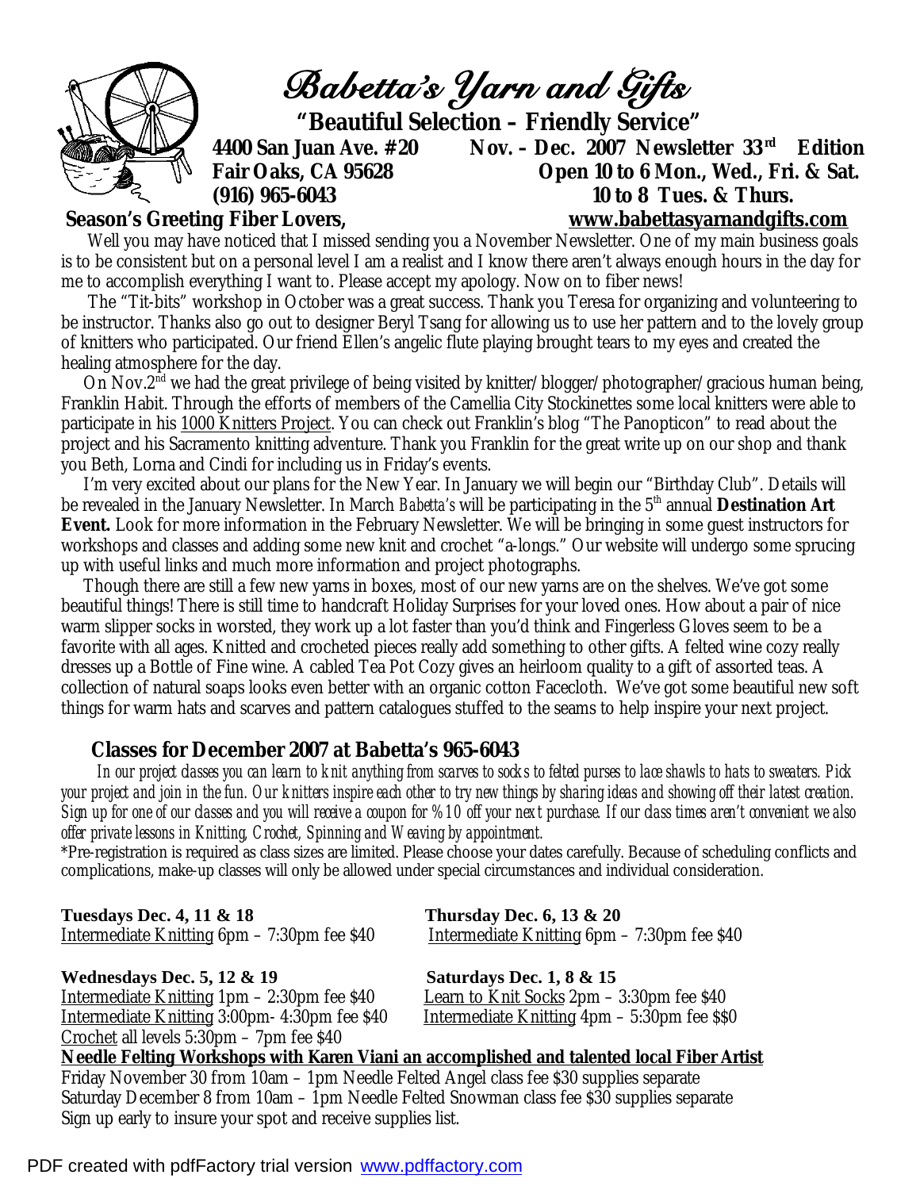# Babetta's Yarn and Gifts

**"Beautiful Selection – Friendly Service"**

**4400 San Juan Ave. #20**
**Fair Oaks, CA 95628**
**(916) 965-6043**

**Nov. – Dec. 2007 Newsletter 33rd Edition**
**Open 10 to 6 Mon., Wed., Fri. & Sat.**
**10 to 8 Tues. & Thurs.**
**www.babettasyarnandgifts.com**

**Season's Greeting Fiber Lovers,**

Well you may have noticed that I missed sending you a November Newsletter. One of my main business goals is to be consistent but on a personal level I am a realist and I know there aren't always enough hours in the day for me to accomplish everything I want to. Please accept my apology. Now on to fiber news!

The "Tit-bits" workshop in October was a great success. Thank you Teresa for organizing and volunteering to be instructor. Thanks also go out to designer Beryl Tsang for allowing us to use her pattern and to the lovely group of knitters who participated. Our friend Ellen's angelic flute playing brought tears to my eyes and created the healing atmosphere for the day.

On Nov.2nd we had the great privilege of being visited by knitter/blogger/photographer/gracious human being, Franklin Habit. Through the efforts of members of the Camellia City Stockinettes some local knitters were able to participate in his 1000 Knitters Project. You can check out Franklin's blog "The Panopticon" to read about the project and his Sacramento knitting adventure. Thank you Franklin for the great write up on our shop and thank you Beth, Lorna and Cindi for including us in Friday's events.

I'm very excited about our plans for the New Year. In January we will begin our "Birthday Club". Details will be revealed in the January Newsletter. In March *Babetta's* will be participating in the 5th annual **Destination Art Event.** Look for more information in the February Newsletter. We will be bringing in some guest instructors for workshops and classes and adding some new knit and crochet "a-longs." Our website will undergo some sprucing up with useful links and much more information and project photographs.

Though there are still a few new yarns in boxes, most of our new yarns are on the shelves. We've got some beautiful things! There is still time to handcraft Holiday Surprises for your loved ones. How about a pair of nice warm slipper socks in worsted, they work up a lot faster than you'd think and Fingerless Gloves seem to be a favorite with all ages. Knitted and crocheted pieces really add something to other gifts. A felted wine cozy really dresses up a Bottle of Fine wine. A cabled Tea Pot Cozy gives an heirloom quality to a gift of assorted teas. A collection of natural soaps looks even better with an organic cotton Facecloth. We've got some beautiful new soft things for warm hats and scarves and pattern catalogues stuffed to the seams to help inspire your next project.

## Classes for December 2007 at Babetta's 965-6043

*In our project classes you can learn to knit anything from scarves to socks to felted purses to lace shawls to hats to sweaters. Pick your project and join in the fun. Our knitters inspire each other to try new things by sharing ideas and showing off their latest creation. Sign up for one of our classes and you will receive a coupon for %10 off your next purchase. If our class times aren't convenient we also offer private lessons in Knitting, Crochet, Spinning and Weaving by appointment.*

*Pre-registration is required as class sizes are limited. Please choose your dates carefully. Because of scheduling conflicts and complications, make-up classes will only be allowed under special circumstances and individual consideration.

**Tuesdays Dec. 4, 11 & 18**
Intermediate Knitting 6pm – 7:30pm fee $40

**Wednesdays Dec. 5, 12 & 19**
Intermediate Knitting 1pm – 2:30pm fee $40
Intermediate Knitting 3:00pm- 4:30pm fee $40
Crochet all levels 5:30pm – 7pm fee $40

**Thursday Dec. 6, 13 & 20**
Intermediate Knitting 6pm – 7:30pm fee $40

**Saturdays Dec. 1, 8 & 15**
Learn to Knit Socks 2pm – 3:30pm fee $40
Intermediate Knitting 4pm – 5:30pm fee $$0

**Needle Felting Workshops with Karen Viani an accomplished and talented local Fiber Artist**

Friday November 30 from 10am – 1pm Needle Felted Angel class fee $30 supplies separate
Saturday December 8 from 10am – 1pm Needle Felted Snowman class fee $30 supplies separate
Sign up early to insure your spot and receive supplies list.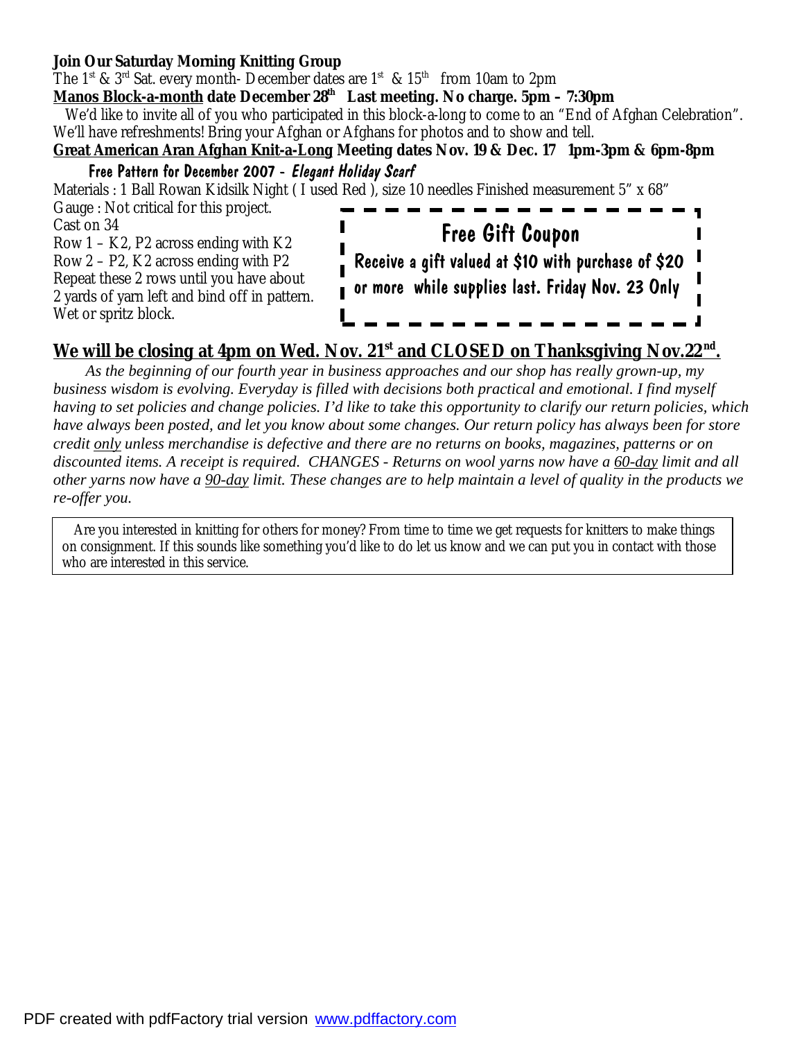**Join Our Saturday Morning Knitting Group**

The 1st & 3rd Sat. every month- December dates are 1st & 15th from 10am to 2pm

**Manos Block-a-month date December 28th Last meeting. No charge. 5pm – 7:30pm**

We'd like to invite all of you who participated in this block-a-long to come to an "End of Afghan Celebration". We'll have refreshments! Bring your Afghan or Afghans for photos and to show and tell.

**Great American Aran Afghan Knit-a-Long Meeting dates Nov. 19 & Dec. 17 1pm-3pm & 6pm-8pm**

**Free Pattern for December 2007 - *Elegant Holiday Scarf***

Materials : 1 Ball Rowan Kidsilk Night ( I used Red ), size 10 needles Finished measurement 5" x 68"

Gauge : Not critical for this project.

Cast on 34

Row 1 – K2, P2 across ending with K2

Row 2 – P2, K2 across ending with P2

Repeat these 2 rows until you have about 2 yards of yarn left and bind off in pattern.

Wet or spritz block.

**Free Gift Coupon**

**Receive a gift valued at $10 with purchase of $20 or more while supplies last. Friday Nov. 23 Only**

## We will be closing at 4pm on Wed. Nov. 21st and CLOSED on Thanksgiving Nov.22nd.

*As the beginning of our fourth year in business approaches and our shop has really grown-up, my business wisdom is evolving. Everyday is filled with decisions both practical and emotional. I find myself having to set policies and change policies. I'd like to take this opportunity to clarify our return policies, which have always been posted, and let you know about some changes. Our return policy has always been for store credit only unless merchandise is defective and there are no returns on books, magazines, patterns or on discounted items. A receipt is required. CHANGES - Returns on wool yarns now have a 60-day limit and all other yarns now have a 90-day limit. These changes are to help maintain a level of quality in the products we re-offer you.*

Are you interested in knitting for others for money? From time to time we get requests for knitters to make things on consignment. If this sounds like something you'd like to do let us know and we can put you in contact with those who are interested in this service.